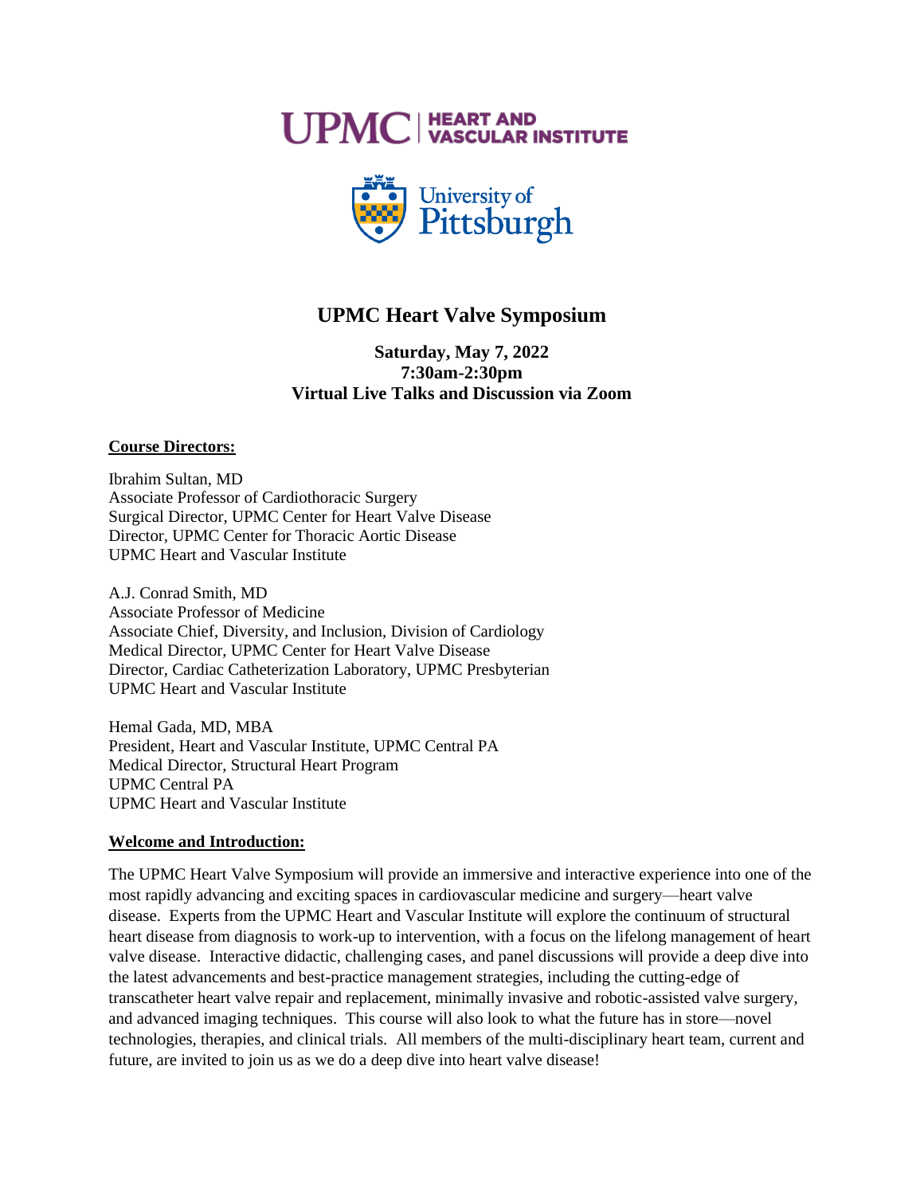UPMC | HEART AND VASCULAR INSTITUTE

University of Pittsburgh

# UPMC Heart Valve Symposium

**Saturday, May 7, 2022**
**7:30am-2:30pm**
**Virtual Live Talks and Discussion via Zoom**

## Course Directors:

Ibrahim Sultan, MD
Associate Professor of Cardiothoracic Surgery
Surgical Director, UPMC Center for Heart Valve Disease
Director, UPMC Center for Thoracic Aortic Disease
UPMC Heart and Vascular Institute

A.J. Conrad Smith, MD
Associate Professor of Medicine
Associate Chief, Diversity, and Inclusion, Division of Cardiology
Medical Director, UPMC Center for Heart Valve Disease
Director, Cardiac Catheterization Laboratory, UPMC Presbyterian
UPMC Heart and Vascular Institute

Hemal Gada, MD, MBA
President, Heart and Vascular Institute, UPMC Central PA
Medical Director, Structural Heart Program
UPMC Central PA
UPMC Heart and Vascular Institute

## Welcome and Introduction:

The UPMC Heart Valve Symposium will provide an immersive and interactive experience into one of the most rapidly advancing and exciting spaces in cardiovascular medicine and surgery—heart valve disease. Experts from the UPMC Heart and Vascular Institute will explore the continuum of structural heart disease from diagnosis to work-up to intervention, with a focus on the lifelong management of heart valve disease. Interactive didactic, challenging cases, and panel discussions will provide a deep dive into the latest advancements and best-practice management strategies, including the cutting-edge of transcatheter heart valve repair and replacement, minimally invasive and robotic-assisted valve surgery, and advanced imaging techniques. This course will also look to what the future has in store—novel technologies, therapies, and clinical trials. All members of the multi-disciplinary heart team, current and future, are invited to join us as we do a deep dive into heart valve disease!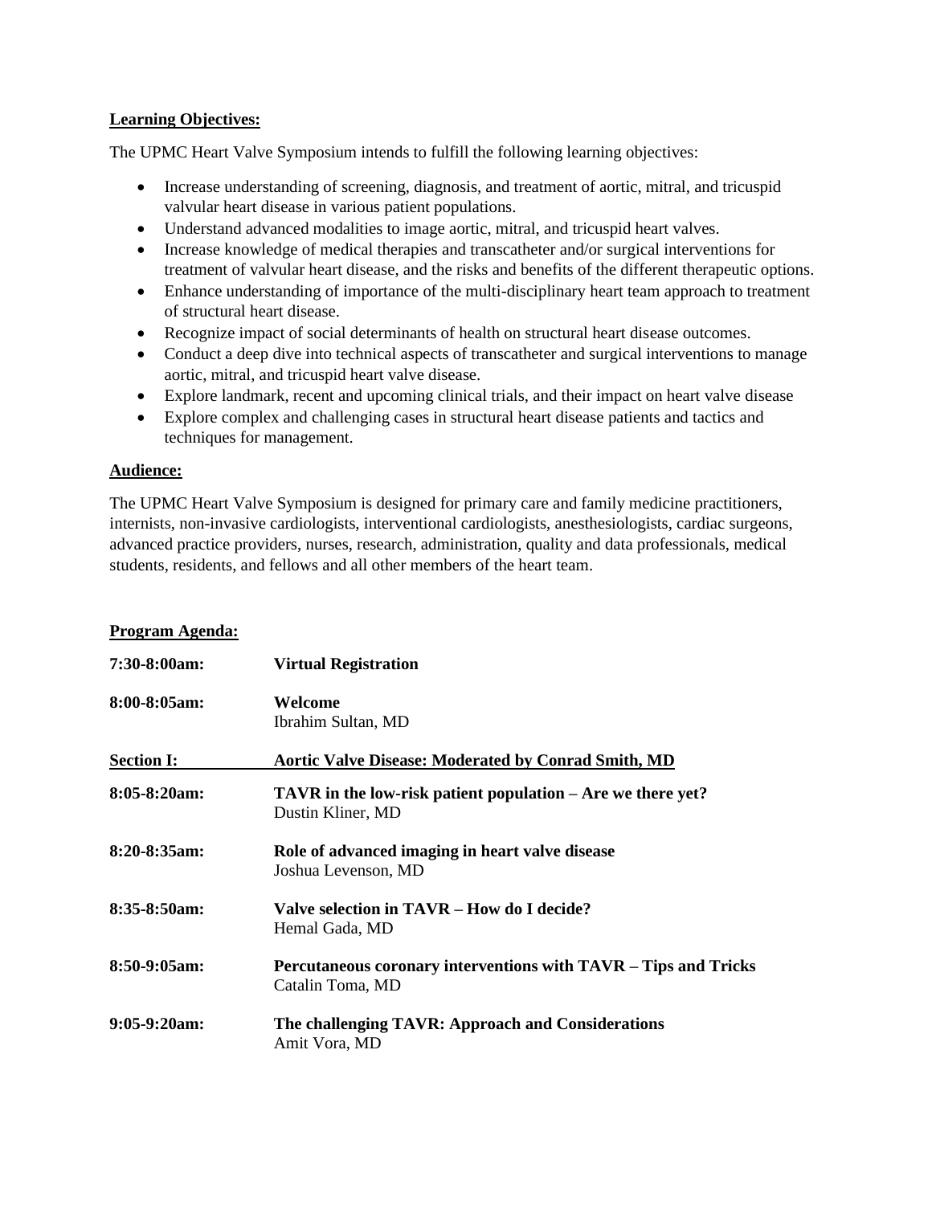**Learning Objectives:**

The UPMC Heart Valve Symposium intends to fulfill the following learning objectives:

- Increase understanding of screening, diagnosis, and treatment of aortic, mitral, and tricuspid valvular heart disease in various patient populations.
- Understand advanced modalities to image aortic, mitral, and tricuspid heart valves.
- Increase knowledge of medical therapies and transcatheter and/or surgical interventions for treatment of valvular heart disease, and the risks and benefits of the different therapeutic options.
- Enhance understanding of importance of the multi-disciplinary heart team approach to treatment of structural heart disease.
- Recognize impact of social determinants of health on structural heart disease outcomes.
- Conduct a deep dive into technical aspects of transcatheter and surgical interventions to manage aortic, mitral, and tricuspid heart valve disease.
- Explore landmark, recent and upcoming clinical trials, and their impact on heart valve disease
- Explore complex and challenging cases in structural heart disease patients and tactics and techniques for management.

**Audience:**

The UPMC Heart Valve Symposium is designed for primary care and family medicine practitioners, internists, non-invasive cardiologists, interventional cardiologists, anesthesiologists, cardiac surgeons, advanced practice providers, nurses, research, administration, quality and data professionals, medical students, residents, and fellows and all other members of the heart team.

**Program Agenda:**

**7:30-8:00am:** **Virtual Registration**

**8:00-8:05am:** **Welcome**
Ibrahim Sultan, MD

**Section I:** **Aortic Valve Disease: Moderated by Conrad Smith, MD**

**8:05-8:20am:** **TAVR in the low-risk patient population – Are we there yet?**
Dustin Kliner, MD

**8:20-8:35am:** **Role of advanced imaging in heart valve disease**
Joshua Levenson, MD

**8:35-8:50am:** **Valve selection in TAVR – How do I decide?**
Hemal Gada, MD

**8:50-9:05am:** **Percutaneous coronary interventions with TAVR – Tips and Tricks**
Catalin Toma, MD

**9:05-9:20am:** **The challenging TAVR: Approach and Considerations**
Amit Vora, MD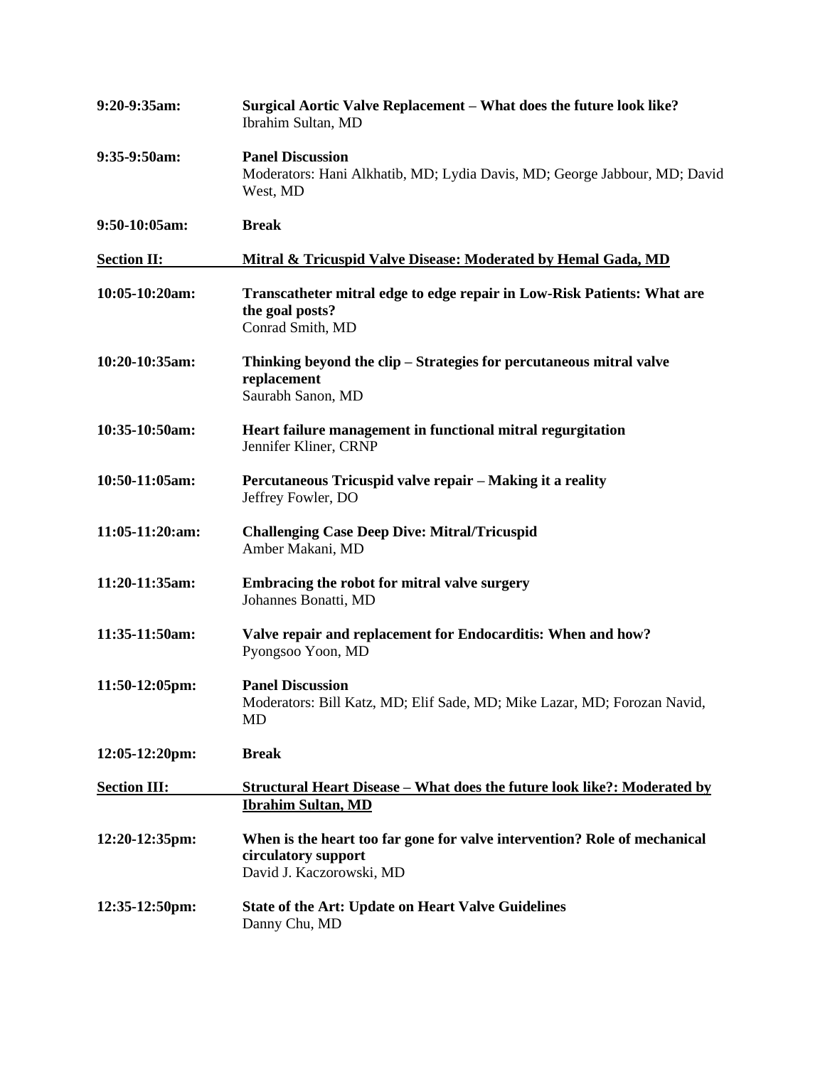**9:20-9:35am:** **Surgical Aortic Valve Replacement – What does the future look like?**
Ibrahim Sultan, MD

**9:35-9:50am:** **Panel Discussion**
Moderators: Hani Alkhatib, MD; Lydia Davis, MD; George Jabbour, MD; David West, MD

**9:50-10:05am:** **Break**

**<u>Section II: Mitral & Tricuspid Valve Disease: Moderated by Hemal Gada, MD</u>**

**10:05-10:20am:** **Transcatheter mitral edge to edge repair in Low-Risk Patients: What are the goal posts?**
Conrad Smith, MD

**10:20-10:35am:** **Thinking beyond the clip – Strategies for percutaneous mitral valve replacement**
Saurabh Sanon, MD

**10:35-10:50am:** **Heart failure management in functional mitral regurgitation**
Jennifer Kliner, CRNP

**10:50-11:05am:** **Percutaneous Tricuspid valve repair – Making it a reality**
Jeffrey Fowler, DO

**11:05-11:20:am:** **Challenging Case Deep Dive: Mitral/Tricuspid**
Amber Makani, MD

**11:20-11:35am:** **Embracing the robot for mitral valve surgery**
Johannes Bonatti, MD

**11:35-11:50am:** **Valve repair and replacement for Endocarditis: When and how?**
Pyongsoo Yoon, MD

**11:50-12:05pm:** **Panel Discussion**
Moderators: Bill Katz, MD; Elif Sade, MD; Mike Lazar, MD; Forozan Navid, MD

**12:05-12:20pm:** **Break**

**<u>Section III: Structural Heart Disease – What does the future look like?: Moderated by Ibrahim Sultan, MD</u>**

**12:20-12:35pm:** **When is the heart too far gone for valve intervention? Role of mechanical circulatory support**
David J. Kaczorowski, MD

**12:35-12:50pm:** **State of the Art: Update on Heart Valve Guidelines**
Danny Chu, MD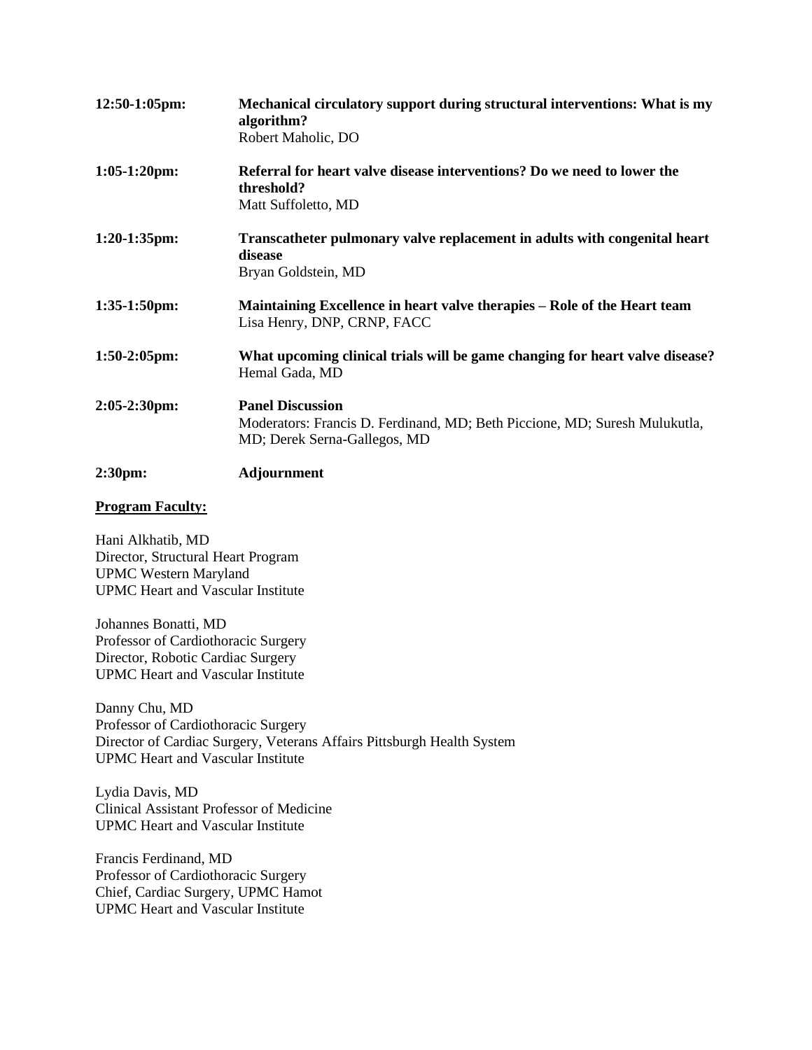**12:50-1:05pm:** **Mechanical circulatory support during structural interventions: What is my algorithm?**
Robert Maholic, DO

**1:05-1:20pm:** **Referral for heart valve disease interventions? Do we need to lower the threshold?**
Matt Suffoletto, MD

**1:20-1:35pm:** **Transcatheter pulmonary valve replacement in adults with congenital heart disease**
Bryan Goldstein, MD

**1:35-1:50pm:** **Maintaining Excellence in heart valve therapies – Role of the Heart team**
Lisa Henry, DNP, CRNP, FACC

**1:50-2:05pm:** **What upcoming clinical trials will be game changing for heart valve disease?**
Hemal Gada, MD

**2:05-2:30pm:** **Panel Discussion**
Moderators: Francis D. Ferdinand, MD; Beth Piccione, MD; Suresh Mulukutla, MD; Derek Serna-Gallegos, MD

**2:30pm:** **Adjournment**

**Program Faculty:**

Hani Alkhatib, MD
Director, Structural Heart Program
UPMC Western Maryland
UPMC Heart and Vascular Institute

Johannes Bonatti, MD
Professor of Cardiothoracic Surgery
Director, Robotic Cardiac Surgery
UPMC Heart and Vascular Institute

Danny Chu, MD
Professor of Cardiothoracic Surgery
Director of Cardiac Surgery, Veterans Affairs Pittsburgh Health System
UPMC Heart and Vascular Institute

Lydia Davis, MD
Clinical Assistant Professor of Medicine
UPMC Heart and Vascular Institute

Francis Ferdinand, MD
Professor of Cardiothoracic Surgery
Chief, Cardiac Surgery, UPMC Hamot
UPMC Heart and Vascular Institute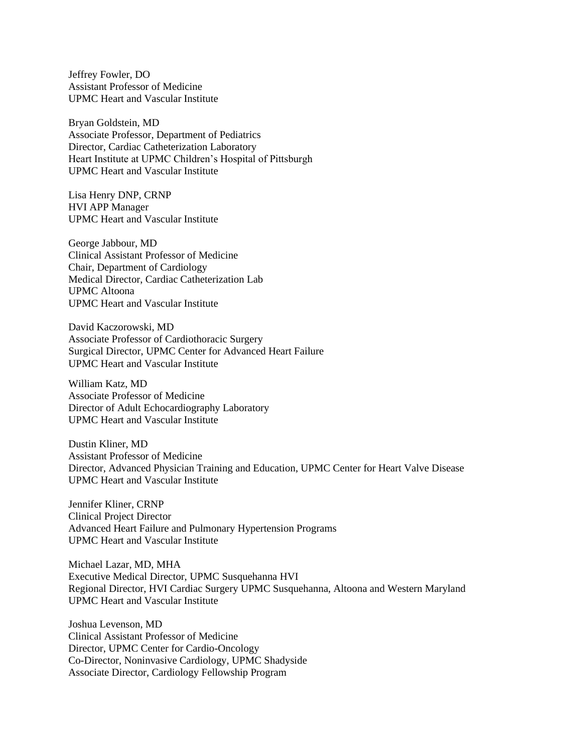Jeffrey Fowler, DO
Assistant Professor of Medicine
UPMC Heart and Vascular Institute

Bryan Goldstein, MD
Associate Professor, Department of Pediatrics
Director, Cardiac Catheterization Laboratory
Heart Institute at UPMC Children's Hospital of Pittsburgh
UPMC Heart and Vascular Institute

Lisa Henry DNP, CRNP
HVI APP Manager
UPMC Heart and Vascular Institute

George Jabbour, MD
Clinical Assistant Professor of Medicine
Chair, Department of Cardiology
Medical Director, Cardiac Catheterization Lab
UPMC Altoona
UPMC Heart and Vascular Institute

David Kaczorowski, MD
Associate Professor of Cardiothoracic Surgery
Surgical Director, UPMC Center for Advanced Heart Failure
UPMC Heart and Vascular Institute

William Katz, MD
Associate Professor of Medicine
Director of Adult Echocardiography Laboratory
UPMC Heart and Vascular Institute

Dustin Kliner, MD
Assistant Professor of Medicine
Director, Advanced Physician Training and Education, UPMC Center for Heart Valve Disease
UPMC Heart and Vascular Institute

Jennifer Kliner, CRNP
Clinical Project Director
Advanced Heart Failure and Pulmonary Hypertension Programs
UPMC Heart and Vascular Institute

Michael Lazar, MD, MHA
Executive Medical Director, UPMC Susquehanna HVI
Regional Director, HVI Cardiac Surgery UPMC Susquehanna, Altoona and Western Maryland
UPMC Heart and Vascular Institute

Joshua Levenson, MD
Clinical Assistant Professor of Medicine
Director, UPMC Center for Cardio-Oncology
Co-Director, Noninvasive Cardiology, UPMC Shadyside
Associate Director, Cardiology Fellowship Program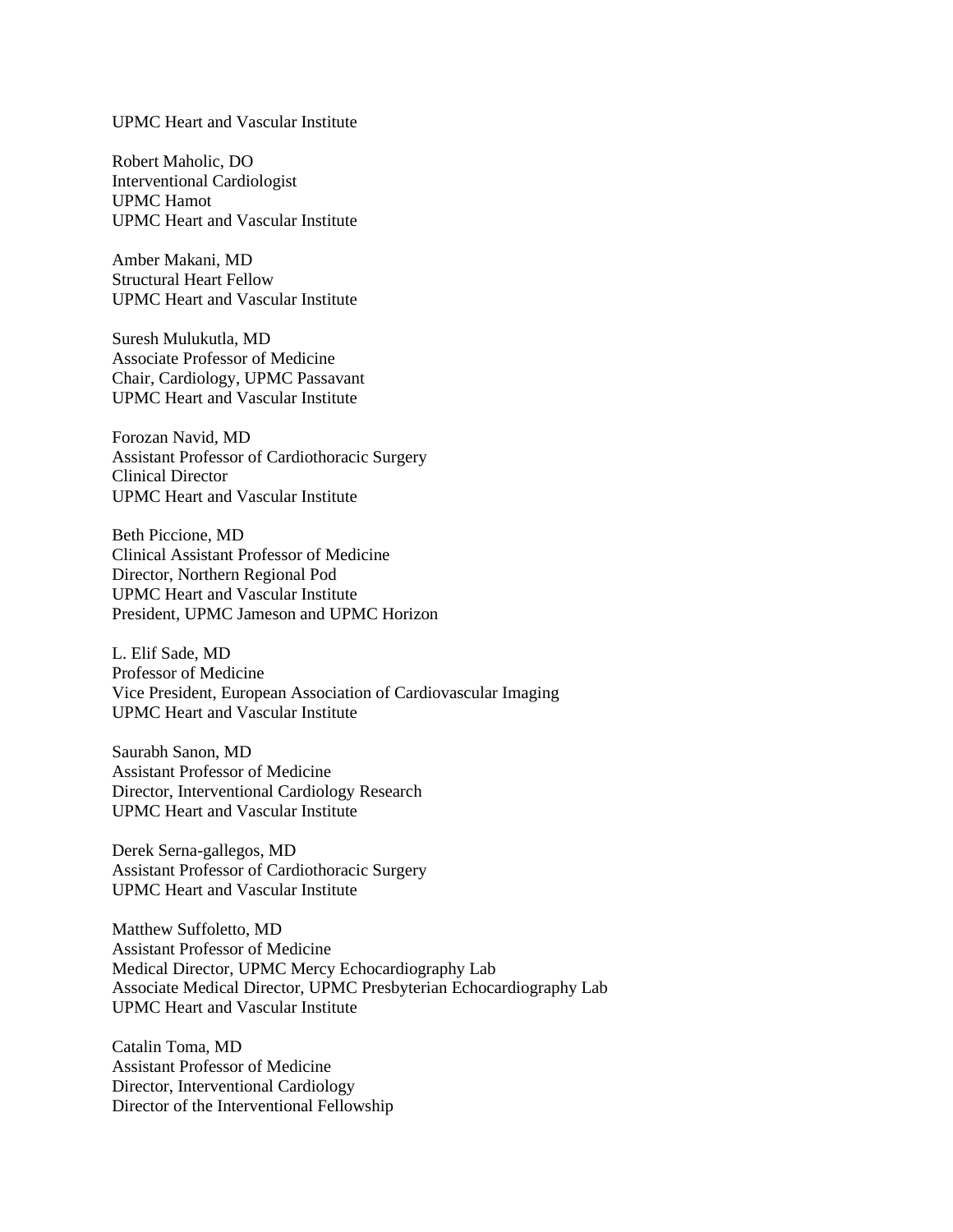UPMC Heart and Vascular Institute

Robert Maholic, DO
Interventional Cardiologist
UPMC Hamot
UPMC Heart and Vascular Institute

Amber Makani, MD
Structural Heart Fellow
UPMC Heart and Vascular Institute

Suresh Mulukutla, MD
Associate Professor of Medicine
Chair, Cardiology, UPMC Passavant
UPMC Heart and Vascular Institute

Forozan Navid, MD
Assistant Professor of Cardiothoracic Surgery
Clinical Director
UPMC Heart and Vascular Institute

Beth Piccione, MD
Clinical Assistant Professor of Medicine
Director, Northern Regional Pod
UPMC Heart and Vascular Institute
President, UPMC Jameson and UPMC Horizon

L. Elif Sade, MD
Professor of Medicine
Vice President, European Association of Cardiovascular Imaging
UPMC Heart and Vascular Institute

Saurabh Sanon, MD
Assistant Professor of Medicine
Director, Interventional Cardiology Research
UPMC Heart and Vascular Institute

Derek Serna-gallegos, MD
Assistant Professor of Cardiothoracic Surgery
UPMC Heart and Vascular Institute

Matthew Suffoletto, MD
Assistant Professor of Medicine
Medical Director, UPMC Mercy Echocardiography Lab
Associate Medical Director, UPMC Presbyterian Echocardiography Lab
UPMC Heart and Vascular Institute

Catalin Toma, MD
Assistant Professor of Medicine
Director, Interventional Cardiology
Director of the Interventional Fellowship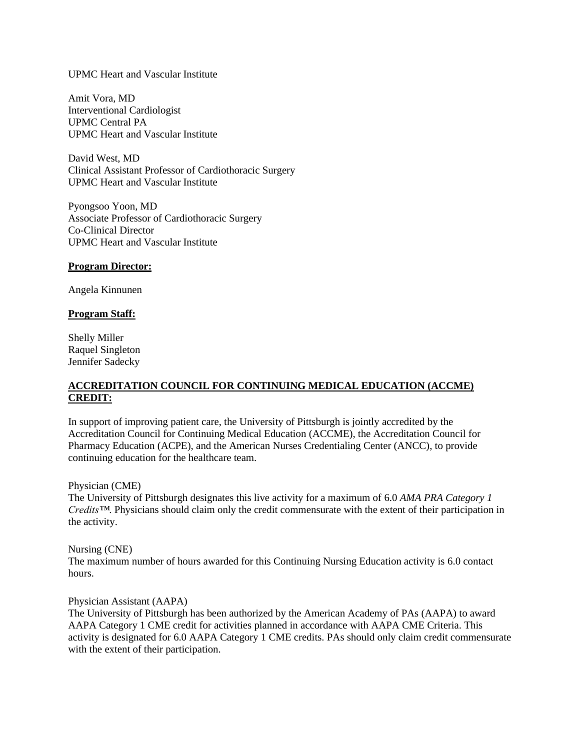UPMC Heart and Vascular Institute

Amit Vora, MD
Interventional Cardiologist
UPMC Central PA
UPMC Heart and Vascular Institute

David West, MD
Clinical Assistant Professor of Cardiothoracic Surgery
UPMC Heart and Vascular Institute

Pyongsoo Yoon, MD
Associate Professor of Cardiothoracic Surgery
Co-Clinical Director
UPMC Heart and Vascular Institute

**Program Director:**

Angela Kinnunen

**Program Staff:**

Shelly Miller
Raquel Singleton
Jennifer Sadecky

**ACCREDITATION COUNCIL FOR CONTINUING MEDICAL EDUCATION (ACCME) CREDIT:**

In support of improving patient care, the University of Pittsburgh is jointly accredited by the Accreditation Council for Continuing Medical Education (ACCME), the Accreditation Council for Pharmacy Education (ACPE), and the American Nurses Credentialing Center (ANCC), to provide continuing education for the healthcare team.

Physician (CME)
The University of Pittsburgh designates this live activity for a maximum of 6.0 *AMA PRA Category 1 Credits™*. Physicians should claim only the credit commensurate with the extent of their participation in the activity.

Nursing (CNE)
The maximum number of hours awarded for this Continuing Nursing Education activity is 6.0 contact hours.

Physician Assistant (AAPA)
The University of Pittsburgh has been authorized by the American Academy of PAs (AAPA) to award AAPA Category 1 CME credit for activities planned in accordance with AAPA CME Criteria. This activity is designated for 6.0 AAPA Category 1 CME credits. PAs should only claim credit commensurate with the extent of their participation.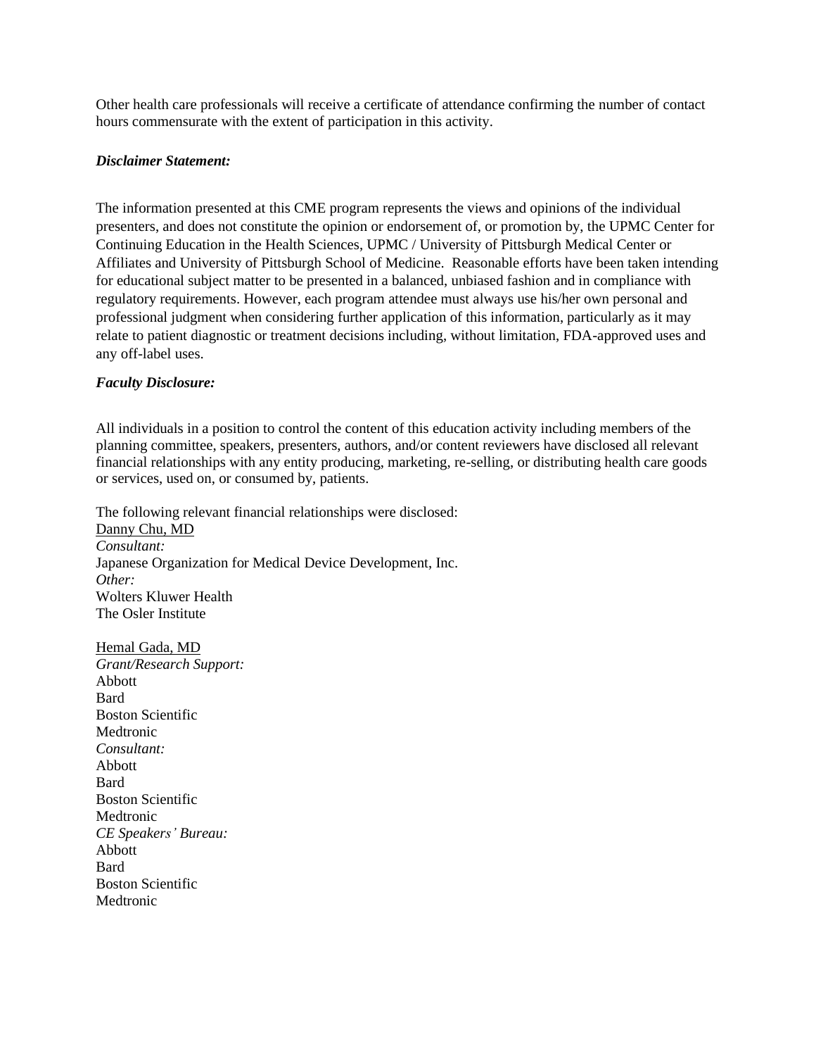Other health care professionals will receive a certificate of attendance confirming the number of contact hours commensurate with the extent of participation in this activity.

***Disclaimer Statement:***

The information presented at this CME program represents the views and opinions of the individual presenters, and does not constitute the opinion or endorsement of, or promotion by, the UPMC Center for Continuing Education in the Health Sciences, UPMC / University of Pittsburgh Medical Center or Affiliates and University of Pittsburgh School of Medicine. Reasonable efforts have been taken intending for educational subject matter to be presented in a balanced, unbiased fashion and in compliance with regulatory requirements. However, each program attendee must always use his/her own personal and professional judgment when considering further application of this information, particularly as it may relate to patient diagnostic or treatment decisions including, without limitation, FDA-approved uses and any off-label uses.

***Faculty Disclosure:***

All individuals in a position to control the content of this education activity including members of the planning committee, speakers, presenters, authors, and/or content reviewers have disclosed all relevant financial relationships with any entity producing, marketing, re-selling, or distributing health care goods or services, used on, or consumed by, patients.

The following relevant financial relationships were disclosed:
<u>Danny Chu, MD</u>
*Consultant:*
Japanese Organization for Medical Device Development, Inc.
*Other:*
Wolters Kluwer Health
The Osler Institute

<u>Hemal Gada, MD</u>
*Grant/Research Support:*
Abbott
Bard
Boston Scientific
Medtronic
*Consultant:*
Abbott
Bard
Boston Scientific
Medtronic
*CE Speakers' Bureau:*
Abbott
Bard
Boston Scientific
Medtronic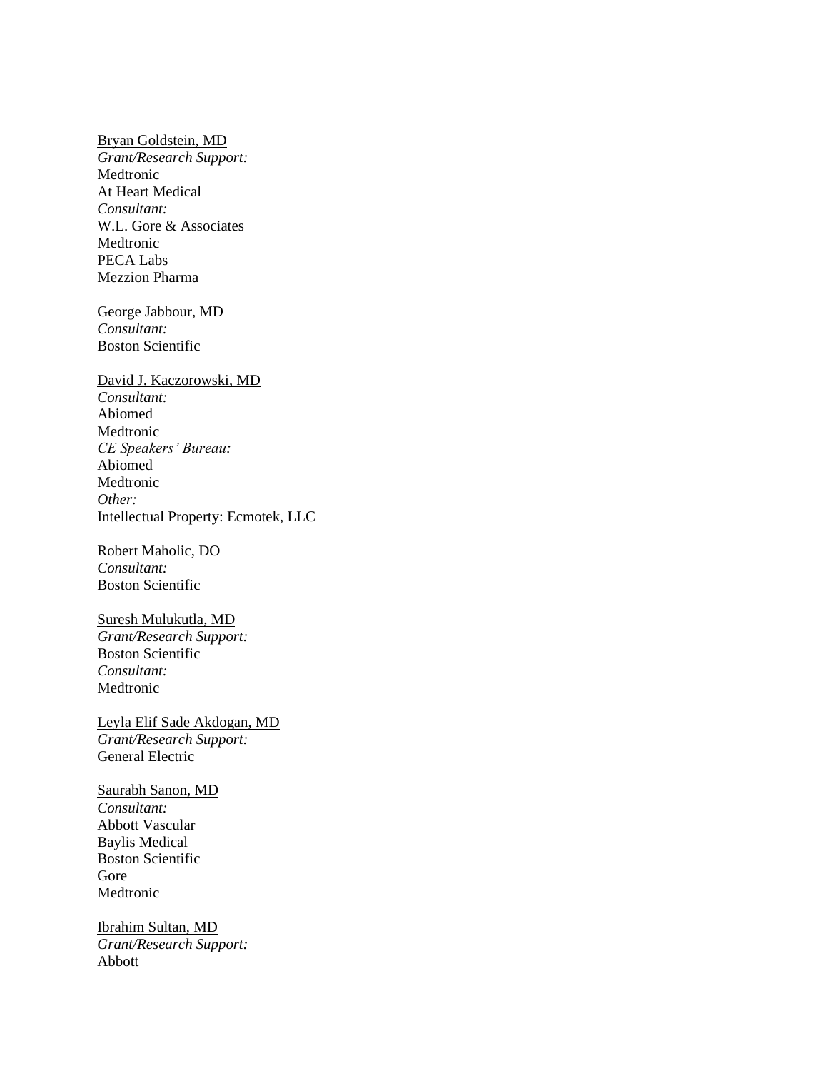<u>Bryan Goldstein, MD</u>
*Grant/Research Support:*
Medtronic
At Heart Medical
*Consultant:*
W.L. Gore & Associates
Medtronic
PECA Labs
Mezzion Pharma

<u>George Jabbour, MD</u>
*Consultant:*
Boston Scientific

<u>David J. Kaczorowski, MD</u>
*Consultant:*
Abiomed
Medtronic
*CE Speakers' Bureau:*
Abiomed
Medtronic
*Other:*
Intellectual Property: Ecmotek, LLC

<u>Robert Maholic, DO</u>
*Consultant:*
Boston Scientific

<u>Suresh Mulukutla, MD</u>
*Grant/Research Support:*
Boston Scientific
*Consultant:*
Medtronic

<u>Leyla Elif Sade Akdogan, MD</u>
*Grant/Research Support:*
General Electric

<u>Saurabh Sanon, MD</u>
*Consultant:*
Abbott Vascular
Baylis Medical
Boston Scientific
Gore
Medtronic

<u>Ibrahim Sultan, MD</u>
*Grant/Research Support:*
Abbott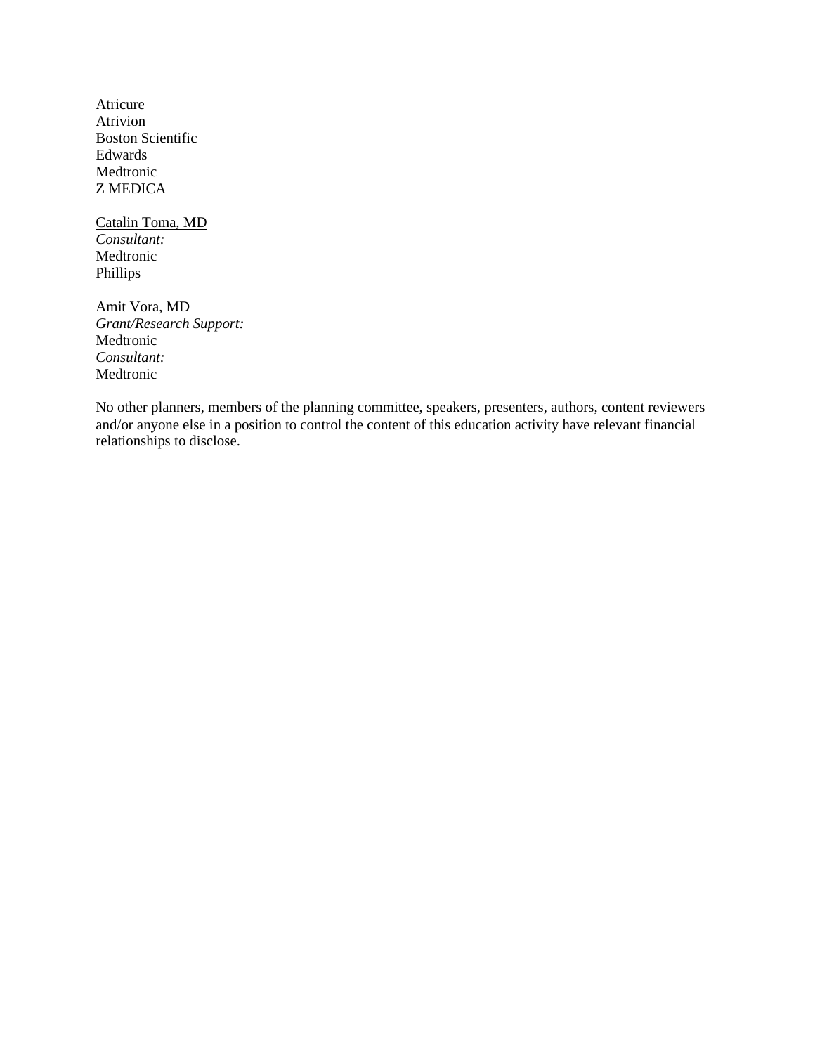Atricure
Atrivion
Boston Scientific
Edwards
Medtronic
Z MEDICA

<u>Catalin Toma, MD</u>
*Consultant:*
Medtronic
Phillips

<u>Amit Vora, MD</u>
*Grant/Research Support:*
Medtronic
*Consultant:*
Medtronic

No other planners, members of the planning committee, speakers, presenters, authors, content reviewers and/or anyone else in a position to control the content of this education activity have relevant financial relationships to disclose.